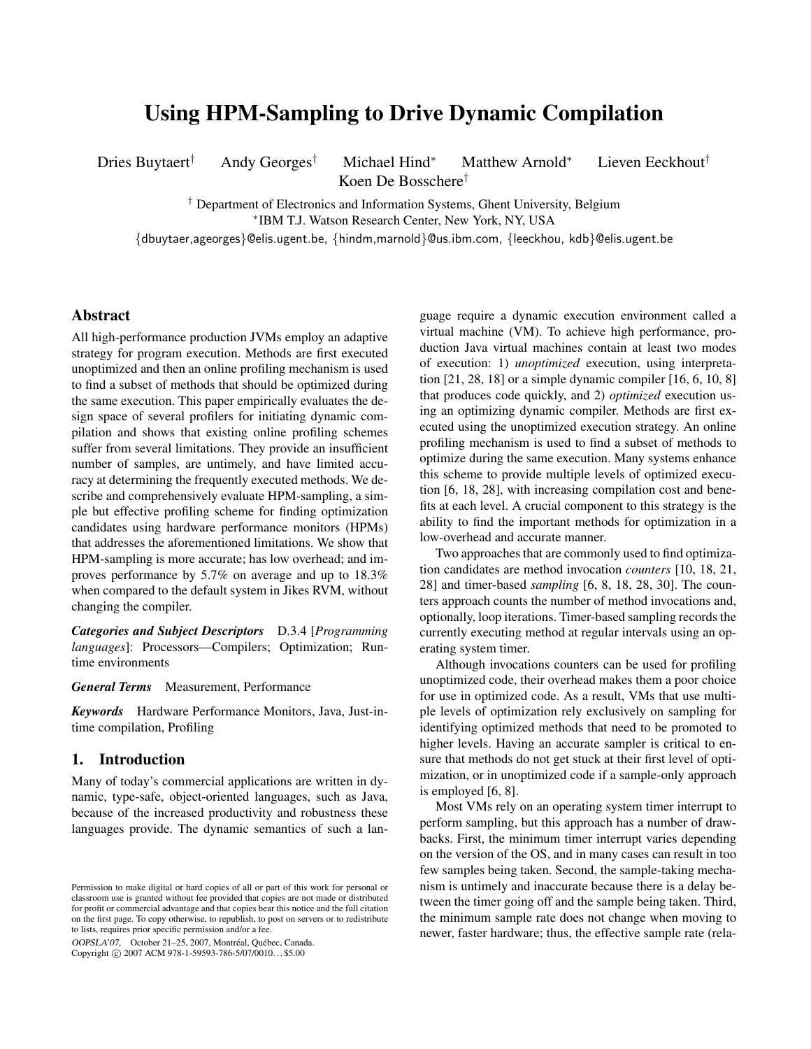# Using HPM-Sampling to Drive Dynamic Compilation

Dries Buytaert[†] Andy Georges[†] Michael Hind[*] Matthew Arnold[*] Lieven Eeckhout[†] Koen De Bosschere[†]

[†] Department of Electronics and Information Systems, Ghent University, Belgium
[*] IBM T.J. Watson Research Center, New York, NY, USA
{dbuytaer,ageorges}@elis.ugent.be, {hindm,marnold}@us.ibm.com, {leeckhou, kdb}@elis.ugent.be

## Abstract

All high-performance production JVMs employ an adaptive strategy for program execution. Methods are first executed unoptimized and then an online profiling mechanism is used to find a subset of methods that should be optimized during the same execution. This paper empirically evaluates the design space of several profilers for initiating dynamic compilation and shows that existing online profiling schemes suffer from several limitations. They provide an insufficient number of samples, are untimely, and have limited accuracy at determining the frequently executed methods. We describe and comprehensively evaluate HPM-sampling, a simple but effective profiling scheme for finding optimization candidates using hardware performance monitors (HPMs) that addresses the aforementioned limitations. We show that HPM-sampling is more accurate; has low overhead; and improves performance by 5.7% on average and up to 18.3% when compared to the default system in Jikes RVM, without changing the compiler.

***Categories and Subject Descriptors*** D.3.4 [*Programming languages*]: Processors—Compilers; Optimization; Runtime environments

***General Terms*** Measurement, Performance

***Keywords*** Hardware Performance Monitors, Java, Just-in-time compilation, Profiling

## 1. Introduction

Many of today's commercial applications are written in dynamic, type-safe, object-oriented languages, such as Java, because of the increased productivity and robustness these languages provide. The dynamic semantics of such a language require a dynamic execution environment called a virtual machine (VM). To achieve high performance, production Java virtual machines contain at least two modes of execution: 1) *unoptimized* execution, using interpretation [21, 28, 18] or a simple dynamic compiler [16, 6, 10, 8] that produces code quickly, and 2) *optimized* execution using an optimizing dynamic compiler. Methods are first executed using the unoptimized execution strategy. An online profiling mechanism is used to find a subset of methods to optimize during the same execution. Many systems enhance this scheme to provide multiple levels of optimized execution [6, 18, 28], with increasing compilation cost and benefits at each level. A crucial component to this strategy is the ability to find the important methods for optimization in a low-overhead and accurate manner.

Two approaches that are commonly used to find optimization candidates are method invocation *counters* [10, 18, 21, 28] and timer-based *sampling* [6, 8, 18, 28, 30]. The counters approach counts the number of method invocations and, optionally, loop iterations. Timer-based sampling records the currently executing method at regular intervals using an operating system timer.

Although invocations counters can be used for profiling unoptimized code, their overhead makes them a poor choice for use in optimized code. As a result, VMs that use multiple levels of optimization rely exclusively on sampling for identifying optimized methods that need to be promoted to higher levels. Having an accurate sampler is critical to ensure that methods do not get stuck at their first level of optimization, or in unoptimized code if a sample-only approach is employed [6, 8].

Most VMs rely on an operating system timer interrupt to perform sampling, but this approach has a number of drawbacks. First, the minimum timer interrupt varies depending on the version of the OS, and in many cases can result in too few samples being taken. Second, the sample-taking mechanism is untimely and inaccurate because there is a delay between the timer going off and the sample being taken. Third, the minimum sample rate does not change when moving to newer, faster hardware; thus, the effective sample rate (rela-

Permission to make digital or hard copies of all or part of this work for personal or classroom use is granted without fee provided that copies are not made or distributed for profit or commercial advantage and that copies bear this notice and the full citation on the first page. To copy otherwise, to republish, to post on servers or to redistribute to lists, requires prior specific permission and/or a fee.

*OOPSLA'07*, October 21–25, 2007, Montréal, Québec, Canada.
Copyright © 2007 ACM 978-1-59593-786-5/07/0010... $5.00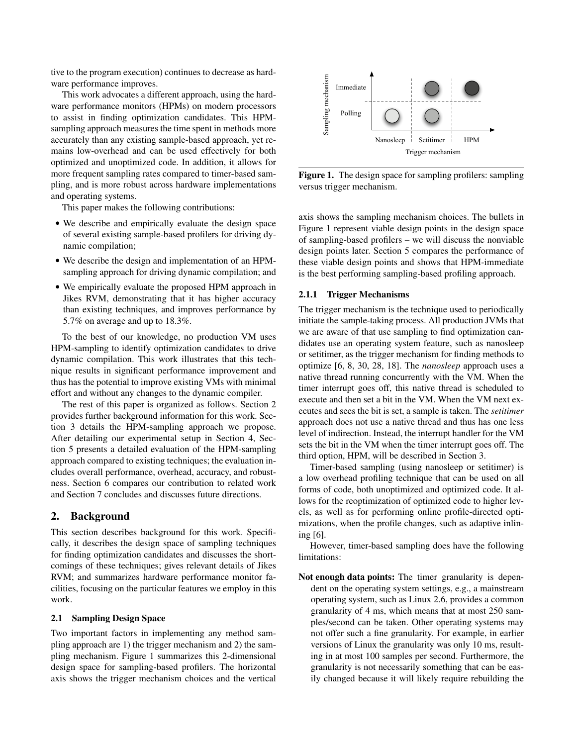tive to the program execution) continues to decrease as hardware performance improves.

This work advocates a different approach, using the hardware performance monitors (HPMs) on modern processors to assist in finding optimization candidates. This HPM-sampling approach measures the time spent in methods more accurately than any existing sample-based approach, yet remains low-overhead and can be used effectively for both optimized and unoptimized code. In addition, it allows for more frequent sampling rates compared to timer-based sampling, and is more robust across hardware implementations and operating systems.

This paper makes the following contributions:

- We describe and empirically evaluate the design space of several existing sample-based profilers for driving dynamic compilation;
- We describe the design and implementation of an HPM-sampling approach for driving dynamic compilation; and
- We empirically evaluate the proposed HPM approach in Jikes RVM, demonstrating that it has higher accuracy than existing techniques, and improves performance by 5.7% on average and up to 18.3%.

To the best of our knowledge, no production VM uses HPM-sampling to identify optimization candidates to drive dynamic compilation. This work illustrates that this technique results in significant performance improvement and thus has the potential to improve existing VMs with minimal effort and without any changes to the dynamic compiler.

The rest of this paper is organized as follows. Section 2 provides further background information for this work. Section 3 details the HPM-sampling approach we propose. After detailing our experimental setup in Section 4, Section 5 presents a detailed evaluation of the HPM-sampling approach compared to existing techniques; the evaluation includes overall performance, overhead, accuracy, and robustness. Section 6 compares our contribution to related work and Section 7 concludes and discusses future directions.

## 2. Background

This section describes background for this work. Specifically, it describes the design space of sampling techniques for finding optimization candidates and discusses the shortcomings of these techniques; gives relevant details of Jikes RVM; and summarizes hardware performance monitor facilities, focusing on the particular features we employ in this work.

### 2.1 Sampling Design Space

Two important factors in implementing any method sampling approach are 1) the trigger mechanism and 2) the sampling mechanism. Figure 1 summarizes this 2-dimensional design space for sampling-based profilers. The horizontal axis shows the trigger mechanism choices and the vertical axis shows the sampling mechanism choices. The bullets in Figure 1 represent viable design points in the design space of sampling-based profilers – we will discuss the nonviable design points later. Section 5 compares the performance of these viable design points and shows that HPM-immediate is the best performing sampling-based profiling approach.

**Figure 1.** The design space for sampling profilers: sampling versus trigger mechanism.

#### 2.1.1 Trigger Mechanisms

The trigger mechanism is the technique used to periodically initiate the sample-taking process. All production JVMs that we are aware of that use sampling to find optimization candidates use an operating system feature, such as nanosleep or setitimer, as the trigger mechanism for finding methods to optimize [6, 8, 30, 28, 18]. The *nanosleep* approach uses a native thread running concurrently with the VM. When the timer interrupt goes off, this native thread is scheduled to execute and then set a bit in the VM. When the VM next executes and sees the bit is set, a sample is taken. The *setitimer* approach does not use a native thread and thus has one less level of indirection. Instead, the interrupt handler for the VM sets the bit in the VM when the timer interrupt goes off. The third option, HPM, will be described in Section 3.

Timer-based sampling (using nanosleep or setitimer) is a low overhead profiling technique that can be used on all forms of code, both unoptimized and optimized code. It allows for the reoptimization of optimized code to higher levels, as well as for performing online profile-directed optimizations, when the profile changes, such as adaptive inlining [6].

However, timer-based sampling does have the following limitations:

**Not enough data points:** The timer granularity is dependent on the operating system settings, e.g., a mainstream operating system, such as Linux 2.6, provides a common granularity of 4 ms, which means that at most 250 samples/second can be taken. Other operating systems may not offer such a fine granularity. For example, in earlier versions of Linux the granularity was only 10 ms, resulting in at most 100 samples per second. Furthermore, the granularity is not necessarily something that can be easily changed because it will likely require rebuilding the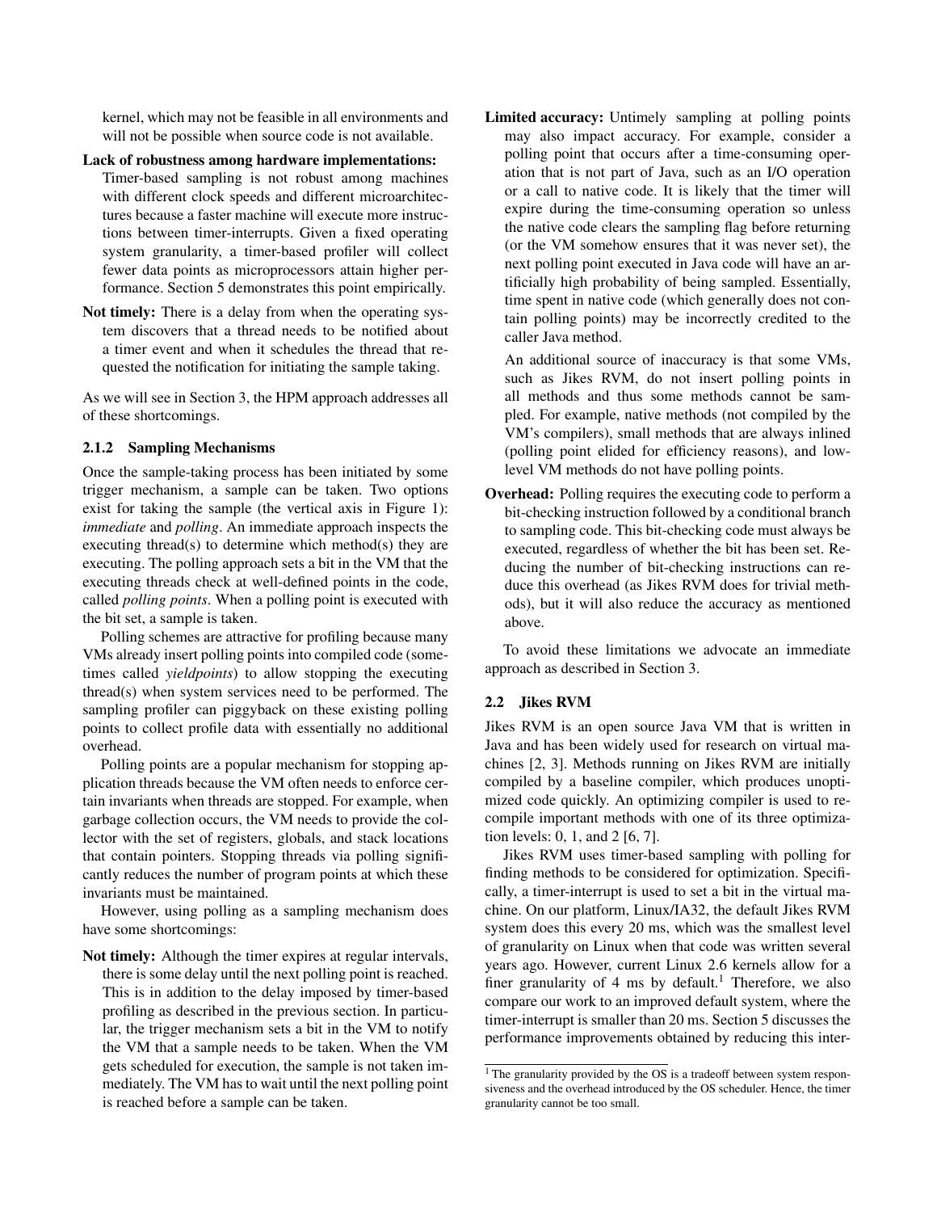kernel, which may not be feasible in all environments and will not be possible when source code is not available.

**Lack of robustness among hardware implementations:** Timer-based sampling is not robust among machines with different clock speeds and different microarchitectures because a faster machine will execute more instructions between timer-interrupts. Given a fixed operating system granularity, a timer-based profiler will collect fewer data points as microprocessors attain higher performance. Section 5 demonstrates this point empirically.

**Not timely:** There is a delay from when the operating system discovers that a thread needs to be notified about a timer event and when it schedules the thread that requested the notification for initiating the sample taking.

As we will see in Section 3, the HPM approach addresses all of these shortcomings.

### 2.1.2 Sampling Mechanisms

Once the sample-taking process has been initiated by some trigger mechanism, a sample can be taken. Two options exist for taking the sample (the vertical axis in Figure 1): *immediate* and *polling*. An immediate approach inspects the executing thread(s) to determine which method(s) they are executing. The polling approach sets a bit in the VM that the executing threads check at well-defined points in the code, called *polling points*. When a polling point is executed with the bit set, a sample is taken.

Polling schemes are attractive for profiling because many VMs already insert polling points into compiled code (sometimes called *yieldpoints*) to allow stopping the executing thread(s) when system services need to be performed. The sampling profiler can piggyback on these existing polling points to collect profile data with essentially no additional overhead.

Polling points are a popular mechanism for stopping application threads because the VM often needs to enforce certain invariants when threads are stopped. For example, when garbage collection occurs, the VM needs to provide the collector with the set of registers, globals, and stack locations that contain pointers. Stopping threads via polling significantly reduces the number of program points at which these invariants must be maintained.

However, using polling as a sampling mechanism does have some shortcomings:

**Not timely:** Although the timer expires at regular intervals, there is some delay until the next polling point is reached. This is in addition to the delay imposed by timer-based profiling as described in the previous section. In particular, the trigger mechanism sets a bit in the VM to notify the VM that a sample needs to be taken. When the VM gets scheduled for execution, the sample is not taken immediately. The VM has to wait until the next polling point is reached before a sample can be taken.

**Limited accuracy:** Untimely sampling at polling points may also impact accuracy. For example, consider a polling point that occurs after a time-consuming operation that is not part of Java, such as an I/O operation or a call to native code. It is likely that the timer will expire during the time-consuming operation so unless the native code clears the sampling flag before returning (or the VM somehow ensures that it was never set), the next polling point executed in Java code will have an artificially high probability of being sampled. Essentially, time spent in native code (which generally does not contain polling points) may be incorrectly credited to the caller Java method.

An additional source of inaccuracy is that some VMs, such as Jikes RVM, do not insert polling points in all methods and thus some methods cannot be sampled. For example, native methods (not compiled by the VM's compilers), small methods that are always inlined (polling point elided for efficiency reasons), and low-level VM methods do not have polling points.

**Overhead:** Polling requires the executing code to perform a bit-checking instruction followed by a conditional branch to sampling code. This bit-checking code must always be executed, regardless of whether the bit has been set. Reducing the number of bit-checking instructions can reduce this overhead (as Jikes RVM does for trivial methods), but it will also reduce the accuracy as mentioned above.

To avoid these limitations we advocate an immediate approach as described in Section 3.

## 2.2 Jikes RVM

Jikes RVM is an open source Java VM that is written in Java and has been widely used for research on virtual machines [2, 3]. Methods running on Jikes RVM are initially compiled by a baseline compiler, which produces unoptimized code quickly. An optimizing compiler is used to recompile important methods with one of its three optimization levels: 0, 1, and 2 [6, 7].

Jikes RVM uses timer-based sampling with polling for finding methods to be considered for optimization. Specifically, a timer-interrupt is used to set a bit in the virtual machine. On our platform, Linux/IA32, the default Jikes RVM system does this every 20 ms, which was the smallest level of granularity on Linux when that code was written several years ago. However, current Linux 2.6 kernels allow for a finer granularity of 4 ms by default.[1] Therefore, we also compare our work to an improved default system, where the timer-interrupt is smaller than 20 ms. Section 5 discusses the performance improvements obtained by reducing this inter-

[1] The granularity provided by the OS is a tradeoff between system responsiveness and the overhead introduced by the OS scheduler. Hence, the timer granularity cannot be too small.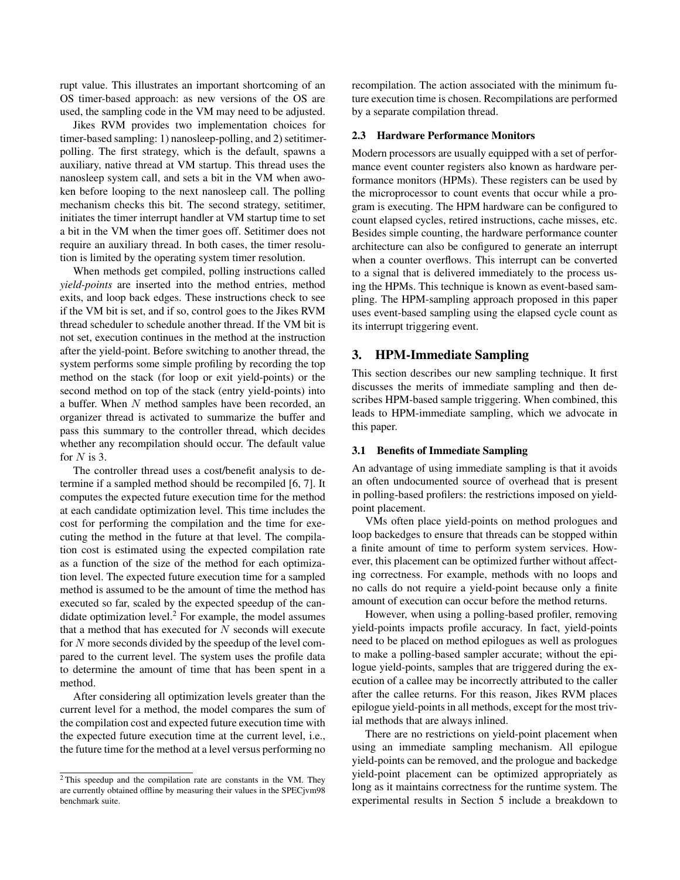rupt value. This illustrates an important shortcoming of an OS timer-based approach: as new versions of the OS are used, the sampling code in the VM may need to be adjusted.

Jikes RVM provides two implementation choices for timer-based sampling: 1) nanosleep-polling, and 2) setitimer-polling. The first strategy, which is the default, spawns a auxiliary, native thread at VM startup. This thread uses the nanosleep system call, and sets a bit in the VM when awoken before looping to the next nanosleep call. The polling mechanism checks this bit. The second strategy, setitimer, initiates the timer interrupt handler at VM startup time to set a bit in the VM when the timer goes off. Setitimer does not require an auxiliary thread. In both cases, the timer resolution is limited by the operating system timer resolution.

When methods get compiled, polling instructions called *yield-points* are inserted into the method entries, method exits, and loop back edges. These instructions check to see if the VM bit is set, and if so, control goes to the Jikes RVM thread scheduler to schedule another thread. If the VM bit is not set, execution continues in the method at the instruction after the yield-point. Before switching to another thread, the system performs some simple profiling by recording the top method on the stack (for loop or exit yield-points) or the second method on top of the stack (entry yield-points) into a buffer. When $N$ method samples have been recorded, an organizer thread is activated to summarize the buffer and pass this summary to the controller thread, which decides whether any recompilation should occur. The default value for $N$ is 3.

The controller thread uses a cost/benefit analysis to determine if a sampled method should be recompiled [6, 7]. It computes the expected future execution time for the method at each candidate optimization level. This time includes the cost for performing the compilation and the time for executing the method in the future at that level. The compilation cost is estimated using the expected compilation rate as a function of the size of the method for each optimization level. The expected future execution time for a sampled method is assumed to be the amount of time the method has executed so far, scaled by the expected speedup of the candidate optimization level.[2] For example, the model assumes that a method that has executed for $N$ seconds will execute for $N$ more seconds divided by the speedup of the level compared to the current level. The system uses the profile data to determine the amount of time that has been spent in a method.

After considering all optimization levels greater than the current level for a method, the model compares the sum of the compilation cost and expected future execution time with the expected future execution time at the current level, i.e., the future time for the method at a level versus performing no recompilation. The action associated with the minimum future execution time is chosen. Recompilations are performed by a separate compilation thread.

### 2.3 Hardware Performance Monitors

Modern processors are usually equipped with a set of performance event counter registers also known as hardware performance monitors (HPMs). These registers can be used by the microprocessor to count events that occur while a program is executing. The HPM hardware can be configured to count elapsed cycles, retired instructions, cache misses, etc. Besides simple counting, the hardware performance counter architecture can also be configured to generate an interrupt when a counter overflows. This interrupt can be converted to a signal that is delivered immediately to the process using the HPMs. This technique is known as event-based sampling. The HPM-sampling approach proposed in this paper uses event-based sampling using the elapsed cycle count as its interrupt triggering event.

## 3. HPM-Immediate Sampling

This section describes our new sampling technique. It first discusses the merits of immediate sampling and then describes HPM-based sample triggering. When combined, this leads to HPM-immediate sampling, which we advocate in this paper.

### 3.1 Benefits of Immediate Sampling

An advantage of using immediate sampling is that it avoids an often undocumented source of overhead that is present in polling-based profilers: the restrictions imposed on yield-point placement.

VMs often place yield-points on method prologues and loop backedges to ensure that threads can be stopped within a finite amount of time to perform system services. However, this placement can be optimized further without affecting correctness. For example, methods with no loops and no calls do not require a yield-point because only a finite amount of execution can occur before the method returns.

However, when using a polling-based profiler, removing yield-points impacts profile accuracy. In fact, yield-points need to be placed on method epilogues as well as prologues to make a polling-based sampler accurate; without the epilogue yield-points, samples that are triggered during the execution of a callee may be incorrectly attributed to the caller after the callee returns. For this reason, Jikes RVM places epilogue yield-points in all methods, except for the most trivial methods that are always inlined.

There are no restrictions on yield-point placement when using an immediate sampling mechanism. All epilogue yield-points can be removed, and the prologue and backedge yield-point placement can be optimized appropriately as long as it maintains correctness for the runtime system. The experimental results in Section 5 include a breakdown to

[2] This speedup and the compilation rate are constants in the VM. They are currently obtained offline by measuring their values in the SPECjvm98 benchmark suite.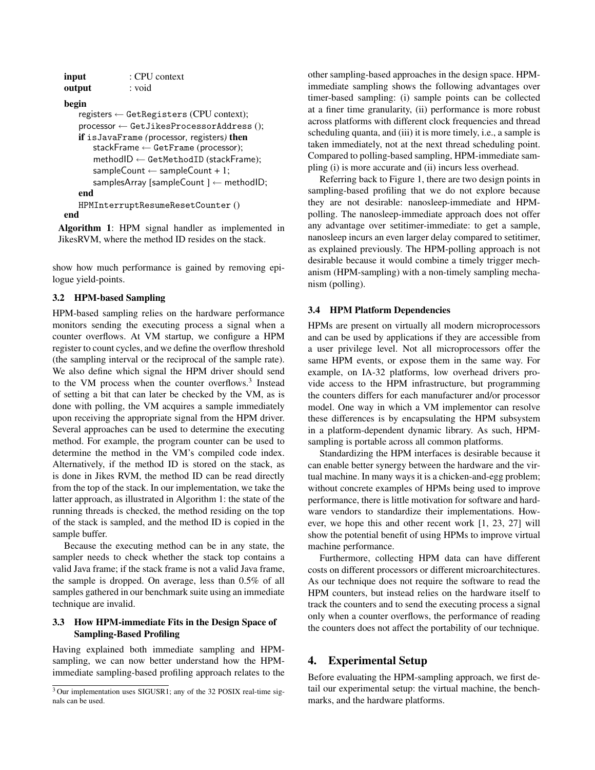```
input          : CPU context
output         : void
begin
    registers ← GetRegisters (CPU context);
    processor ← GetJikesProcessorAddress ();
    if isJavaFrame (processor, registers) then
        stackFrame ← GetFrame (processor);
        methodID ← GetMethodID (stackFrame);
        sampleCount ← sampleCount + 1;
        samplesArray [sampleCount ] ← methodID;
    end
    HPMInterruptResumeResetCounter ()
end
```

**Algorithm 1**: HPM signal handler as implemented in JikesRVM, where the method ID resides on the stack.

show how much performance is gained by removing epilogue yield-points.

### 3.2 HPM-based Sampling

HPM-based sampling relies on the hardware performance monitors sending the executing process a signal when a counter overflows. At VM startup, we configure a HPM register to count cycles, and we define the overflow threshold (the sampling interval or the reciprocal of the sample rate). We also define which signal the HPM driver should send to the VM process when the counter overflows.[3] Instead of setting a bit that can later be checked by the VM, as is done with polling, the VM acquires a sample immediately upon receiving the appropriate signal from the HPM driver. Several approaches can be used to determine the executing method. For example, the program counter can be used to determine the method in the VM's compiled code index. Alternatively, if the method ID is stored on the stack, as is done in Jikes RVM, the method ID can be read directly from the top of the stack. In our implementation, we take the latter approach, as illustrated in Algorithm 1: the state of the running threads is checked, the method residing on the top of the stack is sampled, and the method ID is copied in the sample buffer.

Because the executing method can be in any state, the sampler needs to check whether the stack top contains a valid Java frame; if the stack frame is not a valid Java frame, the sample is dropped. On average, less than 0.5% of all samples gathered in our benchmark suite using an immediate technique are invalid.

### 3.3 How HPM-immediate Fits in the Design Space of Sampling-Based Profiling

Having explained both immediate sampling and HPM-sampling, we can now better understand how the HPM-immediate sampling-based profiling approach relates to the other sampling-based approaches in the design space. HPM-immediate sampling shows the following advantages over timer-based sampling: (i) sample points can be collected at a finer time granularity, (ii) performance is more robust across platforms with different clock frequencies and thread scheduling quanta, and (iii) it is more timely, i.e., a sample is taken immediately, not at the next thread scheduling point. Compared to polling-based sampling, HPM-immediate sampling (i) is more accurate and (ii) incurs less overhead.

Referring back to Figure 1, there are two design points in sampling-based profiling that we do not explore because they are not desirable: nanosleep-immediate and HPM-polling. The nanosleep-immediate approach does not offer any advantage over setitimer-immediate: to get a sample, nanosleep incurs an even larger delay compared to setitimer, as explained previously. The HPM-polling approach is not desirable because it would combine a timely trigger mechanism (HPM-sampling) with a non-timely sampling mechanism (polling).

### 3.4 HPM Platform Dependencies

HPMs are present on virtually all modern microprocessors and can be used by applications if they are accessible from a user privilege level. Not all microprocessors offer the same HPM events, or expose them in the same way. For example, on IA-32 platforms, low overhead drivers provide access to the HPM infrastructure, but programming the counters differs for each manufacturer and/or processor model. One way in which a VM implementor can resolve these differences is by encapsulating the HPM subsystem in a platform-dependent dynamic library. As such, HPM-sampling is portable across all common platforms.

Standardizing the HPM interfaces is desirable because it can enable better synergy between the hardware and the virtual machine. In many ways it is a chicken-and-egg problem; without concrete examples of HPMs being used to improve performance, there is little motivation for software and hardware vendors to standardize their implementations. However, we hope this and other recent work [1, 23, 27] will show the potential benefit of using HPMs to improve virtual machine performance.

Furthermore, collecting HPM data can have different costs on different processors or different microarchitectures. As our technique does not require the software to read the HPM counters, but instead relies on the hardware itself to track the counters and to send the executing process a signal only when a counter overflows, the performance of reading the counters does not affect the portability of our technique.

## 4. Experimental Setup

Before evaluating the HPM-sampling approach, we first detail our experimental setup: the virtual machine, the benchmarks, and the hardware platforms.

[3] Our implementation uses SIGUSR1; any of the 32 POSIX real-time signals can be used.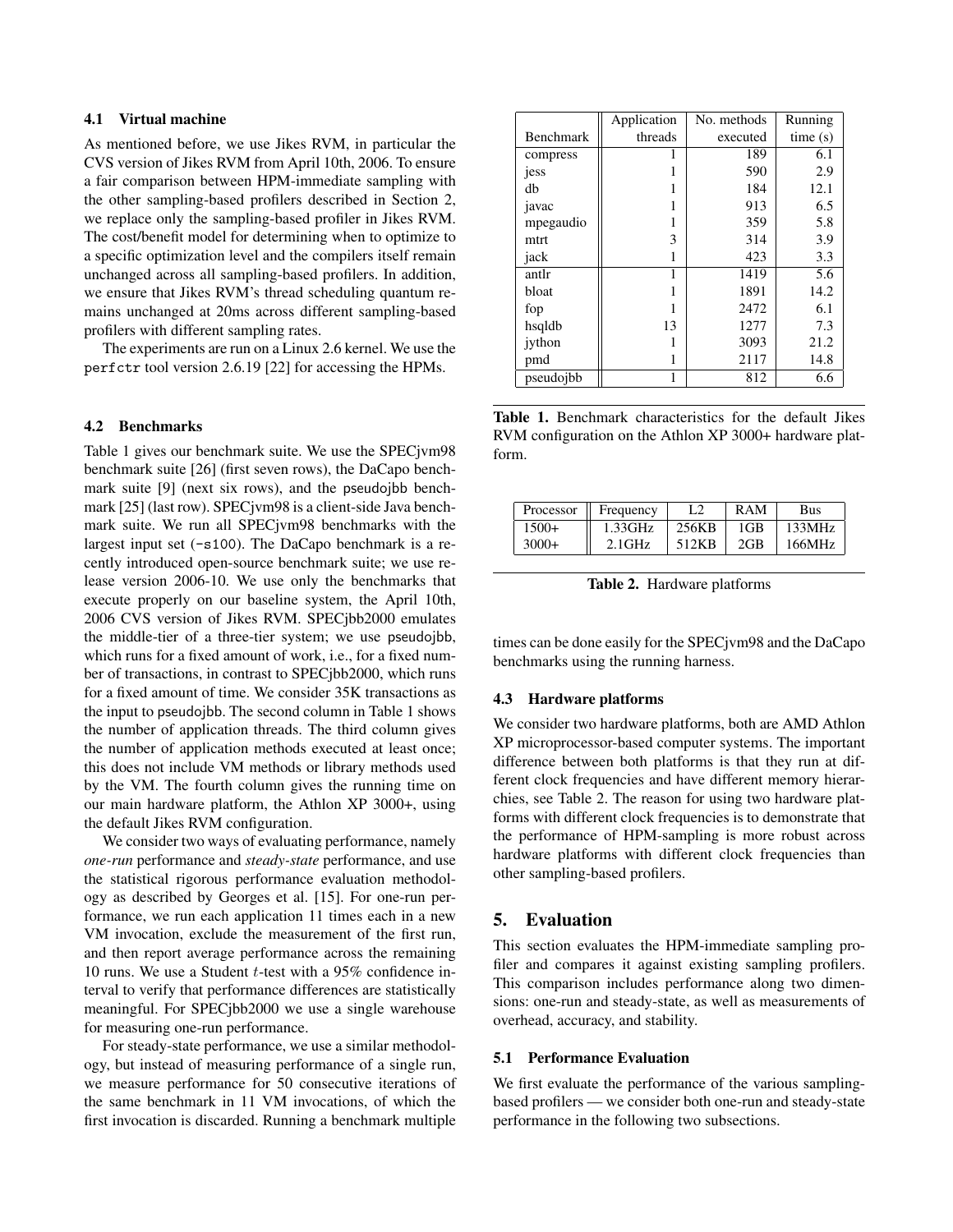### 4.1 Virtual machine

As mentioned before, we use Jikes RVM, in particular the CVS version of Jikes RVM from April 10th, 2006. To ensure a fair comparison between HPM-immediate sampling with the other sampling-based profilers described in Section 2, we replace only the sampling-based profiler in Jikes RVM. The cost/benefit model for determining when to optimize to a specific optimization level and the compilers itself remain unchanged across all sampling-based profilers. In addition, we ensure that Jikes RVM's thread scheduling quantum remains unchanged at 20ms across different sampling-based profilers with different sampling rates.

The experiments are run on a Linux 2.6 kernel. We use the `perfctr` tool version 2.6.19 [22] for accessing the HPMs.

### 4.2 Benchmarks

Table 1 gives our benchmark suite. We use the SPECjvm98 benchmark suite [26] (first seven rows), the DaCapo benchmark suite [9] (next six rows), and the pseudojbb benchmark [25] (last row). SPECjvm98 is a client-side Java benchmark suite. We run all SPECjvm98 benchmarks with the largest input set (`-s100`). The DaCapo benchmark is a recently introduced open-source benchmark suite; we use release version 2006-10. We use only the benchmarks that execute properly on our baseline system, the April 10th, 2006 CVS version of Jikes RVM. SPECjbb2000 emulates the middle-tier of a three-tier system; we use pseudojbb, which runs for a fixed amount of work, i.e., for a fixed number of transactions, in contrast to SPECjbb2000, which runs for a fixed amount of time. We consider 35K transactions as the input to pseudojbb. The second column in Table 1 shows the number of application threads. The third column gives the number of application methods executed at least once; this does not include VM methods or library methods used by the VM. The fourth column gives the running time on our main hardware platform, the Athlon XP 3000+, using the default Jikes RVM configuration.

We consider two ways of evaluating performance, namely *one-run* performance and *steady-state* performance, and use the statistical rigorous performance evaluation methodology as described by Georges et al. [15]. For one-run performance, we run each application 11 times each in a new VM invocation, exclude the measurement of the first run, and then report average performance across the remaining 10 runs. We use a Student $t$-test with a 95% confidence interval to verify that performance differences are statistically meaningful. For SPECjbb2000 we use a single warehouse for measuring one-run performance.

For steady-state performance, we use a similar methodology, but instead of measuring performance of a single run, we measure performance for 50 consecutive iterations of the same benchmark in 11 VM invocations, of which the first invocation is discarded. Running a benchmark multiple times can be done easily for the SPECjvm98 and the DaCapo benchmarks using the running harness.

| Benchmark | Application threads | No. methods executed | Running time (s) |
|---|---|---|---|
| compress | 1 | 189 | 6.1 |
| jess | 1 | 590 | 2.9 |
| db | 1 | 184 | 12.1 |
| javac | 1 | 913 | 6.5 |
| mpegaudio | 1 | 359 | 5.8 |
| mtrt | 3 | 314 | 3.9 |
| jack | 1 | 423 | 3.3 |
| antlr | 1 | 1419 | 5.6 |
| bloat | 1 | 1891 | 14.2 |
| fop | 1 | 2472 | 6.1 |
| hsqldb | 13 | 1277 | 7.3 |
| jython | 1 | 3093 | 21.2 |
| pmd | 1 | 2117 | 14.8 |
| pseudojbb | 1 | 812 | 6.6 |

**Table 1.** Benchmark characteristics for the default Jikes RVM configuration on the Athlon XP 3000+ hardware platform.

| Processor | Frequency | L2 | RAM | Bus |
|---|---|---|---|---|
| 1500+ | 1.33GHz | 256KB | 1GB | 133MHz |
| 3000+ | 2.1GHz | 512KB | 2GB | 166MHz |

**Table 2.** Hardware platforms

### 4.3 Hardware platforms

We consider two hardware platforms, both are AMD Athlon XP microprocessor-based computer systems. The important difference between both platforms is that they run at different clock frequencies and have different memory hierarchies, see Table 2. The reason for using two hardware platforms with different clock frequencies is to demonstrate that the performance of HPM-sampling is more robust across hardware platforms with different clock frequencies than other sampling-based profilers.

## 5. Evaluation

This section evaluates the HPM-immediate sampling profiler and compares it against existing sampling profilers. This comparison includes performance along two dimensions: one-run and steady-state, as well as measurements of overhead, accuracy, and stability.

### 5.1 Performance Evaluation

We first evaluate the performance of the various sampling-based profilers — we consider both one-run and steady-state performance in the following two subsections.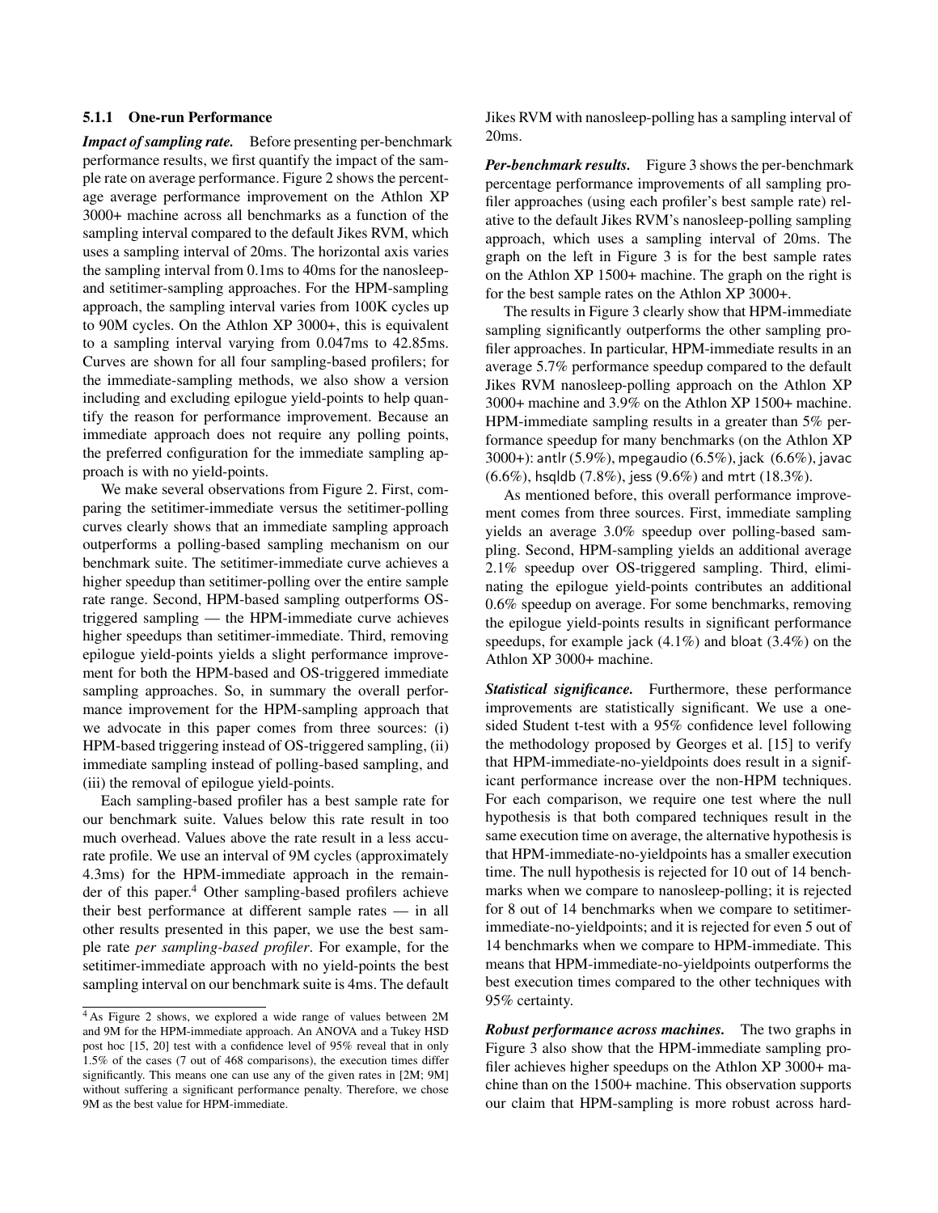### 5.1.1 One-run Performance

***Impact of sampling rate.*** Before presenting per-benchmark performance results, we first quantify the impact of the sample rate on average performance. Figure 2 shows the percentage average performance improvement on the Athlon XP 3000+ machine across all benchmarks as a function of the sampling interval compared to the default Jikes RVM, which uses a sampling interval of 20ms. The horizontal axis varies the sampling interval from 0.1ms to 40ms for the nanosleep- and setitimer-sampling approaches. For the HPM-sampling approach, the sampling interval varies from 100K cycles up to 90M cycles. On the Athlon XP 3000+, this is equivalent to a sampling interval varying from 0.047ms to 42.85ms. Curves are shown for all four sampling-based profilers; for the immediate-sampling methods, we also show a version including and excluding epilogue yield-points to help quantify the reason for performance improvement. Because an immediate approach does not require any polling points, the preferred configuration for the immediate sampling approach is with no yield-points.

We make several observations from Figure 2. First, comparing the setitimer-immediate versus the setitimer-polling curves clearly shows that an immediate sampling approach outperforms a polling-based sampling mechanism on our benchmark suite. The setitimer-immediate curve achieves a higher speedup than setitimer-polling over the entire sample rate range. Second, HPM-based sampling outperforms OS-triggered sampling — the HPM-immediate curve achieves higher speedups than setitimer-immediate. Third, removing epilogue yield-points yields a slight performance improvement for both the HPM-based and OS-triggered immediate sampling approaches. So, in summary the overall performance improvement for the HPM-sampling approach that we advocate in this paper comes from three sources: (i) HPM-based triggering instead of OS-triggered sampling, (ii) immediate sampling instead of polling-based sampling, and (iii) the removal of epilogue yield-points.

Each sampling-based profiler has a best sample rate for our benchmark suite. Values below this rate result in too much overhead. Values above the rate result in a less accurate profile. We use an interval of 9M cycles (approximately 4.3ms) for the HPM-immediate approach in the remainder of this paper.[4] Other sampling-based profilers achieve their best performance at different sample rates — in all other results presented in this paper, we use the best sample rate *per sampling-based profiler*. For example, for the setitimer-immediate approach with no yield-points the best sampling interval on our benchmark suite is 4ms. The default Jikes RVM with nanosleep-polling has a sampling interval of 20ms.

***Per-benchmark results.*** Figure 3 shows the per-benchmark percentage performance improvements of all sampling profiler approaches (using each profiler's best sample rate) relative to the default Jikes RVM's nanosleep-polling sampling approach, which uses a sampling interval of 20ms. The graph on the left in Figure 3 is for the best sample rates on the Athlon XP 1500+ machine. The graph on the right is for the best sample rates on the Athlon XP 3000+.

The results in Figure 3 clearly show that HPM-immediate sampling significantly outperforms the other sampling profiler approaches. In particular, HPM-immediate results in an average 5.7% performance speedup compared to the default Jikes RVM nanosleep-polling approach on the Athlon XP 3000+ machine and 3.9% on the Athlon XP 1500+ machine. HPM-immediate sampling results in a greater than 5% performance speedup for many benchmarks (on the Athlon XP 3000+): antlr (5.9%), mpegaudio (6.5%), jack (6.6%), javac (6.6%), hsqldb (7.8%), jess (9.6%) and mtrt (18.3%).

As mentioned before, this overall performance improvement comes from three sources. First, immediate sampling yields an average 3.0% speedup over polling-based sampling. Second, HPM-sampling yields an additional average 2.1% speedup over OS-triggered sampling. Third, eliminating the epilogue yield-points contributes an additional 0.6% speedup on average. For some benchmarks, removing the epilogue yield-points results in significant performance speedups, for example jack (4.1%) and bloat (3.4%) on the Athlon XP 3000+ machine.

***Statistical significance.*** Furthermore, these performance improvements are statistically significant. We use a one-sided Student t-test with a 95% confidence level following the methodology proposed by Georges et al. [15] to verify that HPM-immediate-no-yieldpoints does result in a significant performance increase over the non-HPM techniques. For each comparison, we require one test where the null hypothesis is that both compared techniques result in the same execution time on average, the alternative hypothesis is that HPM-immediate-no-yieldpoints has a smaller execution time. The null hypothesis is rejected for 10 out of 14 benchmarks when we compare to nanosleep-polling; it is rejected for 8 out of 14 benchmarks when we compare to setitimer-immediate-no-yieldpoints; and it is rejected for even 5 out of 14 benchmarks when we compare to HPM-immediate. This means that HPM-immediate-no-yieldpoints outperforms the best execution times compared to the other techniques with 95% certainty.

***Robust performance across machines.*** The two graphs in Figure 3 also show that the HPM-immediate sampling profiler achieves higher speedups on the Athlon XP 3000+ machine than on the 1500+ machine. This observation supports our claim that HPM-sampling is more robust across hard-

[4] As Figure 2 shows, we explored a wide range of values between 2M and 9M for the HPM-immediate approach. An ANOVA and a Tukey HSD post hoc [15, 20] test with a confidence level of 95% reveal that in only 1.5% of the cases (7 out of 468 comparisons), the execution times differ significantly. This means one can use any of the given rates in [2M; 9M] without suffering a significant performance penalty. Therefore, we chose 9M as the best value for HPM-immediate.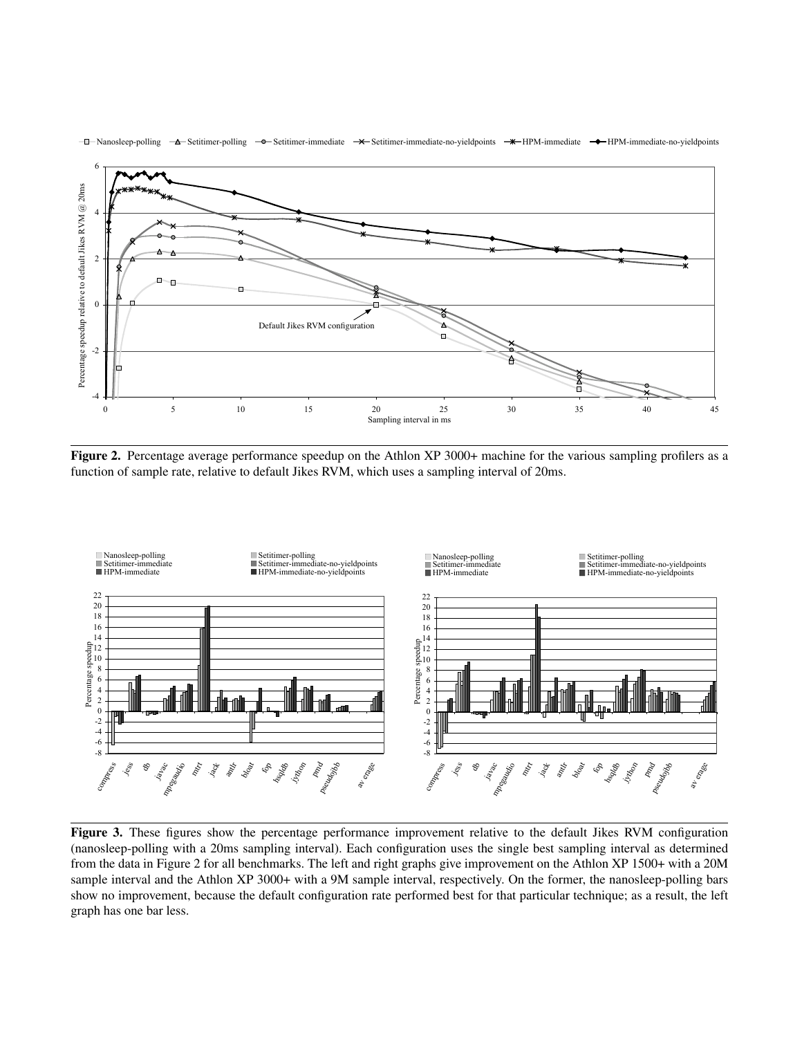**Figure 2.** Percentage average performance speedup on the Athlon XP 3000+ machine for the various sampling profilers as a function of sample rate, relative to default Jikes RVM, which uses a sampling interval of 20ms.

**Figure 3.** These figures show the percentage performance improvement relative to the default Jikes RVM configuration (nanosleep-polling with a 20ms sampling interval). Each configuration uses the single best sampling interval as determined from the data in Figure 2 for all benchmarks. The left and right graphs give improvement on the Athlon XP 1500+ with a 20M sample interval and the Athlon XP 3000+ with a 9M sample interval, respectively. On the former, the nanosleep-polling bars show no improvement, because the default configuration rate performed best for that particular technique; as a result, the left graph has one bar less.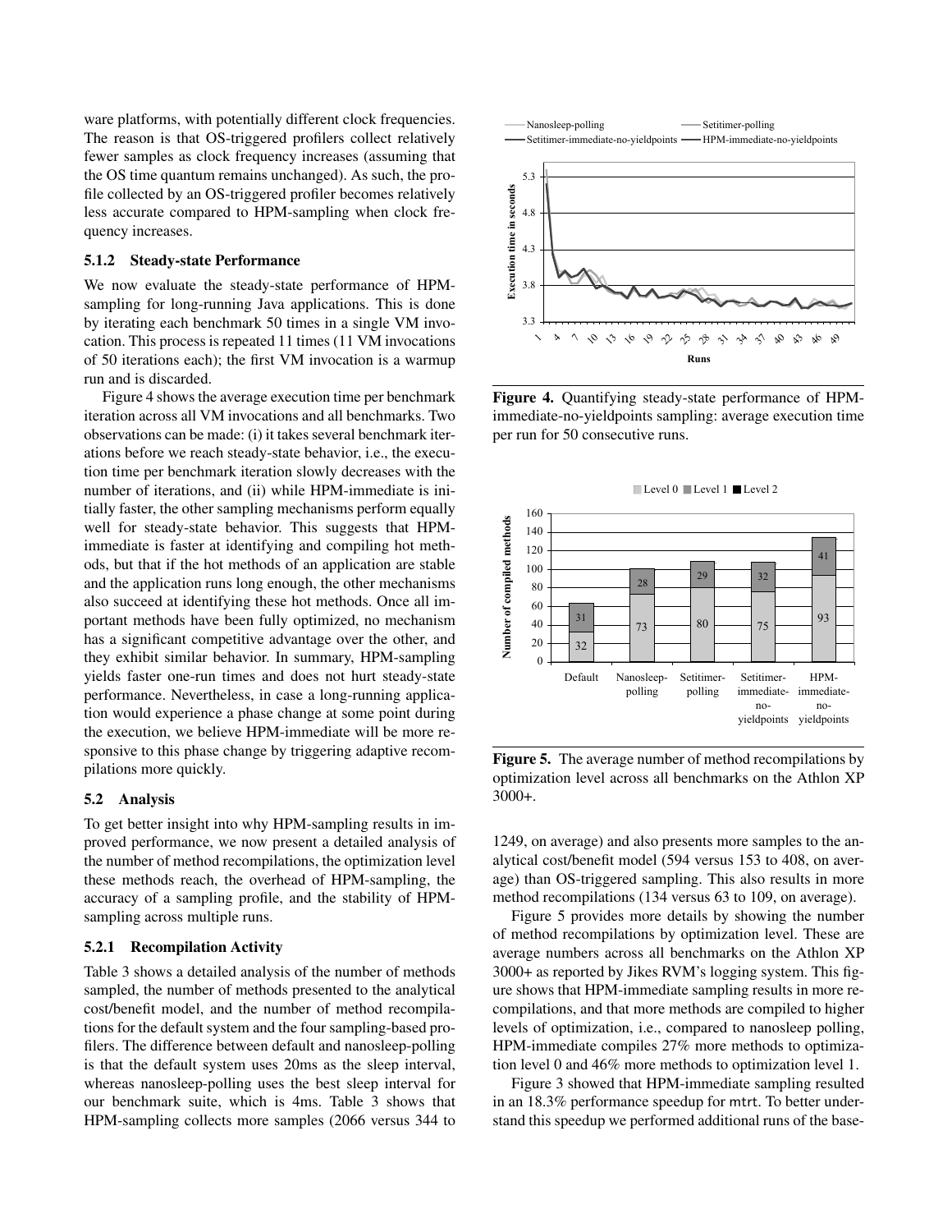ware platforms, with potentially different clock frequencies. The reason is that OS-triggered profilers collect relatively fewer samples as clock frequency increases (assuming that the OS time quantum remains unchanged). As such, the profile collected by an OS-triggered profiler becomes relatively less accurate compared to HPM-sampling when clock frequency increases.

#### 5.1.2 Steady-state Performance

We now evaluate the steady-state performance of HPM-sampling for long-running Java applications. This is done by iterating each benchmark 50 times in a single VM invocation. This process is repeated 11 times (11 VM invocations of 50 iterations each); the first VM invocation is a warmup run and is discarded.

Figure 4 shows the average execution time per benchmark iteration across all VM invocations and all benchmarks. Two observations can be made: (i) it takes several benchmark iterations before we reach steady-state behavior, i.e., the execution time per benchmark iteration slowly decreases with the number of iterations, and (ii) while HPM-immediate is initially faster, the other sampling mechanisms perform equally well for steady-state behavior. This suggests that HPM-immediate is faster at identifying and compiling hot methods, but that if the hot methods of an application are stable and the application runs long enough, the other mechanisms also succeed at identifying these hot methods. Once all important methods have been fully optimized, no mechanism has a significant competitive advantage over the other, and they exhibit similar behavior. In summary, HPM-sampling yields faster one-run times and does not hurt steady-state performance. Nevertheless, in case a long-running application would experience a phase change at some point during the execution, we believe HPM-immediate will be more responsive to this phase change by triggering adaptive recompilations more quickly.

**Figure 4.** Quantifying steady-state performance of HPM-immediate-no-yieldpoints sampling: average execution time per run for 50 consecutive runs.

**Figure 5.** The average number of method recompilations by optimization level across all benchmarks on the Athlon XP 3000+.

### 5.2 Analysis

To get better insight into why HPM-sampling results in improved performance, we now present a detailed analysis of the number of method recompilations, the optimization level these methods reach, the overhead of HPM-sampling, the accuracy of a sampling profile, and the stability of HPM-sampling across multiple runs.

#### 5.2.1 Recompilation Activity

Table 3 shows a detailed analysis of the number of methods sampled, the number of methods presented to the analytical cost/benefit model, and the number of method recompilations for the default system and the four sampling-based profilers. The difference between default and nanosleep-polling is that the default system uses 20ms as the sleep interval, whereas nanosleep-polling uses the best sleep interval for our benchmark suite, which is 4ms. Table 3 shows that HPM-sampling collects more samples (2066 versus 344 to 1249, on average) and also presents more samples to the analytical cost/benefit model (594 versus 153 to 408, on average) than OS-triggered sampling. This also results in more method recompilations (134 versus 63 to 109, on average).

Figure 5 provides more details by showing the number of method recompilations by optimization level. These are average numbers across all benchmarks on the Athlon XP 3000+ as reported by Jikes RVM's logging system. This figure shows that HPM-immediate sampling results in more recompilations, and that more methods are compiled to higher levels of optimization, i.e., compared to nanosleep polling, HPM-immediate compiles 27% more methods to optimization level 0 and 46% more methods to optimization level 1.

Figure 3 showed that HPM-immediate sampling resulted in an 18.3% performance speedup for mtrt. To better understand this speedup we performed additional runs of the base-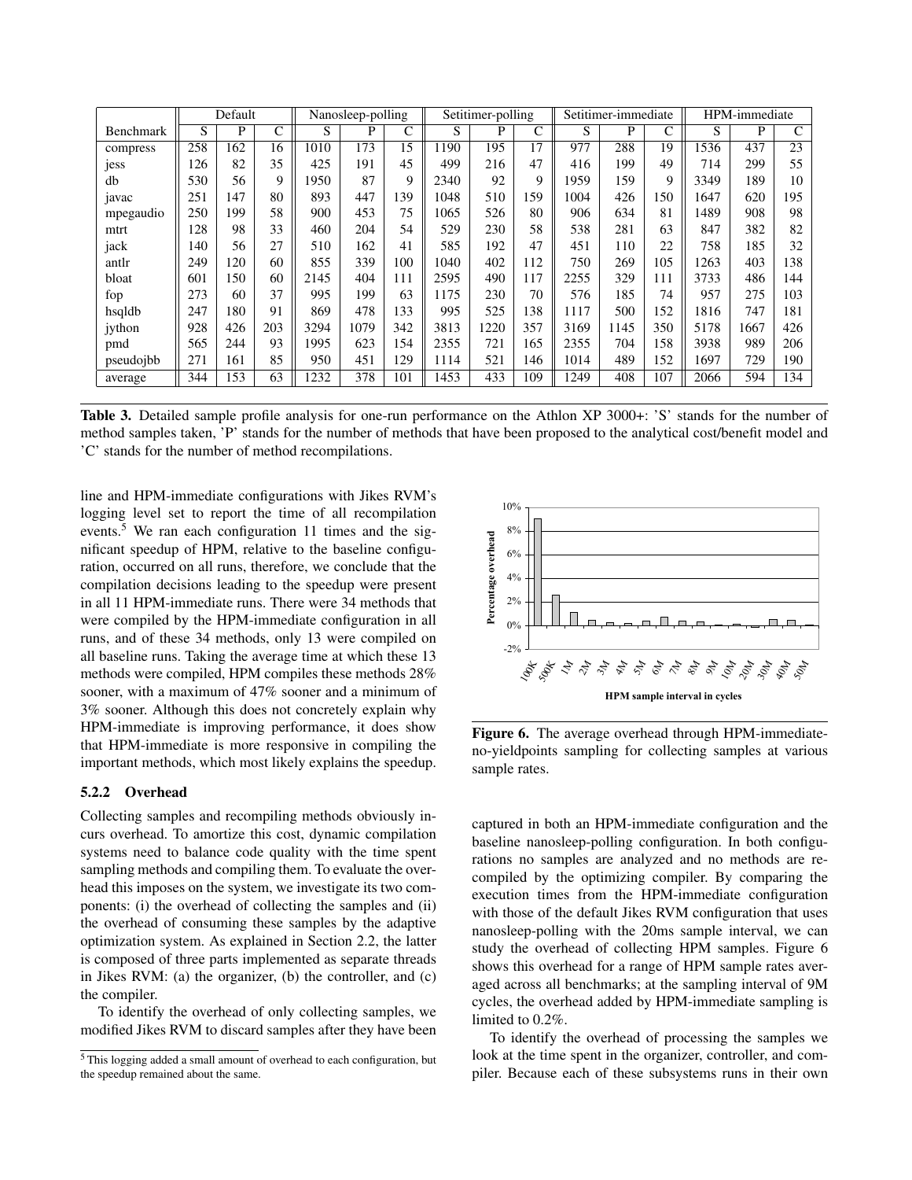| Benchmark | Default | | | Nanosleep-polling | | | Setitimer-polling | | | Setitimer-immediate | | | HPM-immediate | | |
|---|---|---|---|---|---|---|---|---|---|---|---|---|---|---|---|
| | S | P | C | S | P | C | S | P | C | S | P | C | S | P | C |
| compress | 258 | 162 | 16 | 1010 | 173 | 15 | 1190 | 195 | 17 | 977 | 288 | 19 | 1536 | 437 | 23 |
| jess | 126 | 82 | 35 | 425 | 191 | 45 | 499 | 216 | 47 | 416 | 199 | 49 | 714 | 299 | 55 |
| db | 530 | 56 | 9 | 1950 | 87 | 9 | 2340 | 92 | 9 | 1959 | 159 | 9 | 3349 | 189 | 10 |
| javac | 251 | 147 | 80 | 893 | 447 | 139 | 1048 | 510 | 159 | 1004 | 426 | 150 | 1647 | 620 | 195 |
| mpegaudio | 250 | 199 | 58 | 900 | 453 | 75 | 1065 | 526 | 80 | 906 | 634 | 81 | 1489 | 908 | 98 |
| mtrt | 128 | 98 | 33 | 460 | 204 | 54 | 529 | 230 | 58 | 538 | 281 | 63 | 847 | 382 | 82 |
| jack | 140 | 56 | 27 | 510 | 162 | 41 | 585 | 192 | 47 | 451 | 110 | 22 | 758 | 185 | 32 |
| antlr | 249 | 120 | 60 | 855 | 339 | 100 | 1040 | 402 | 112 | 750 | 269 | 105 | 1263 | 403 | 138 |
| bloat | 601 | 150 | 60 | 2145 | 404 | 111 | 2595 | 490 | 117 | 2255 | 329 | 111 | 3733 | 486 | 144 |
| fop | 273 | 60 | 37 | 995 | 199 | 63 | 1175 | 230 | 70 | 576 | 185 | 74 | 957 | 275 | 103 |
| hsqldb | 247 | 180 | 91 | 869 | 478 | 133 | 995 | 525 | 138 | 1117 | 500 | 152 | 1816 | 747 | 181 |
| jython | 928 | 426 | 203 | 3294 | 1079 | 342 | 3813 | 1220 | 357 | 3169 | 1145 | 350 | 5178 | 1667 | 426 |
| pmd | 565 | 244 | 93 | 1995 | 623 | 154 | 2355 | 721 | 165 | 2355 | 704 | 158 | 3938 | 989 | 206 |
| pseudojbb | 271 | 161 | 85 | 950 | 451 | 129 | 1114 | 521 | 146 | 1014 | 489 | 152 | 1697 | 729 | 190 |
| average | 344 | 153 | 63 | 1232 | 378 | 101 | 1453 | 433 | 109 | 1249 | 408 | 107 | 2066 | 594 | 134 |

**Table 3.** Detailed sample profile analysis for one-run performance on the Athlon XP 3000+: 'S' stands for the number of method samples taken, 'P' stands for the number of methods that have been proposed to the analytical cost/benefit model and 'C' stands for the number of method recompilations.

line and HPM-immediate configurations with Jikes RVM's logging level set to report the time of all recompilation events.[5] We ran each configuration 11 times and the significant speedup of HPM, relative to the baseline configuration, occurred on all runs, therefore, we conclude that the compilation decisions leading to the speedup were present in all 11 HPM-immediate runs. There were 34 methods that were compiled by the HPM-immediate configuration in all runs, and of these 34 methods, only 13 were compiled on all baseline runs. Taking the average time at which these 13 methods were compiled, HPM compiles these methods 28% sooner, with a maximum of 47% sooner and a minimum of 3% sooner. Although this does not concretely explain why HPM-immediate is improving performance, it does show that HPM-immediate is more responsive in compiling the important methods, which most likely explains the speedup.

### 5.2.2 Overhead

Collecting samples and recompiling methods obviously incurs overhead. To amortize this cost, dynamic compilation systems need to balance code quality with the time spent sampling methods and compiling them. To evaluate the overhead this imposes on the system, we investigate its two components: (i) the overhead of collecting the samples and (ii) the overhead of consuming these samples by the adaptive optimization system. As explained in Section 2.2, the latter is composed of three parts implemented as separate threads in Jikes RVM: (a) the organizer, (b) the controller, and (c) the compiler.

To identify the overhead of only collecting samples, we modified Jikes RVM to discard samples after they have been captured in both an HPM-immediate configuration and the baseline nanosleep-polling configuration. In both configurations no samples are analyzed and no methods are recompiled by the optimizing compiler. By comparing the execution times from the HPM-immediate configuration with those of the default Jikes RVM configuration that uses nanosleep-polling with the 20ms sample interval, we can study the overhead of collecting HPM samples. Figure 6 shows this overhead for a range of HPM sample rates averaged across all benchmarks; at the sampling interval of 9M cycles, the overhead added by HPM-immediate sampling is limited to 0.2%.

**Figure 6.** The average overhead through HPM-immediate-no-yieldpoints sampling for collecting samples at various sample rates.

To identify the overhead of processing the samples we look at the time spent in the organizer, controller, and compiler. Because each of these subsystems runs in their own

[5] This logging added a small amount of overhead to each configuration, but the speedup remained about the same.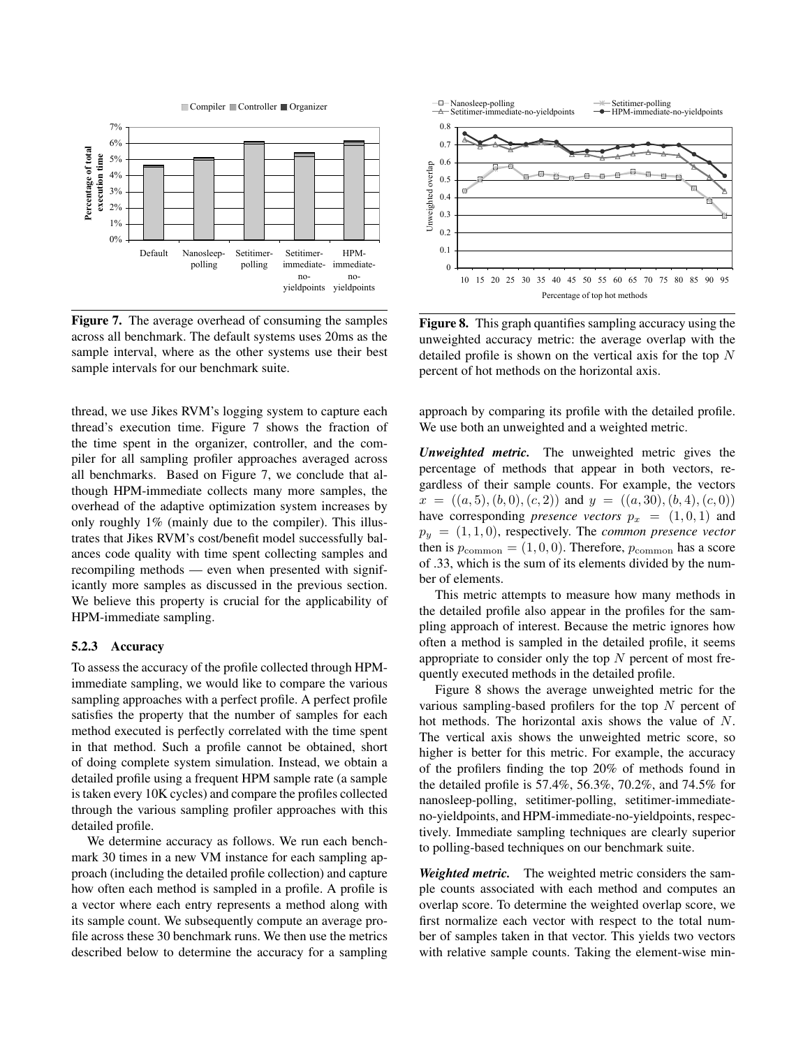**Figure 7.** The average overhead of consuming the samples across all benchmark. The default systems uses 20ms as the sample interval, where as the other systems use their best sample intervals for our benchmark suite.

**Figure 8.** This graph quantifies sampling accuracy using the unweighted accuracy metric: the average overlap with the detailed profile is shown on the vertical axis for the top $N$ percent of hot methods on the horizontal axis.

thread, we use Jikes RVM's logging system to capture each thread's execution time. Figure 7 shows the fraction of the time spent in the organizer, controller, and the compiler for all sampling profiler approaches averaged across all benchmarks. Based on Figure 7, we conclude that although HPM-immediate collects many more samples, the overhead of the adaptive optimization system increases by only roughly 1% (mainly due to the compiler). This illustrates that Jikes RVM's cost/benefit model successfully balances code quality with time spent collecting samples and recompiling methods — even when presented with significantly more samples as discussed in the previous section. We believe this property is crucial for the applicability of HPM-immediate sampling.

### 5.2.3 Accuracy

To assess the accuracy of the profile collected through HPM-immediate sampling, we would like to compare the various sampling approaches with a perfect profile. A perfect profile satisfies the property that the number of samples for each method executed is perfectly correlated with the time spent in that method. Such a profile cannot be obtained, short of doing complete system simulation. Instead, we obtain a detailed profile using a frequent HPM sample rate (a sample is taken every 10K cycles) and compare the profiles collected through the various sampling profiler approaches with this detailed profile.

We determine accuracy as follows. We run each benchmark 30 times in a new VM instance for each sampling approach (including the detailed profile collection) and capture how often each method is sampled in a profile. A profile is a vector where each entry represents a method along with its sample count. We subsequently compute an average profile across these 30 benchmark runs. We then use the metrics described below to determine the accuracy for a sampling approach by comparing its profile with the detailed profile. We use both an unweighted and a weighted metric.

***Unweighted metric.*** The unweighted metric gives the percentage of methods that appear in both vectors, regardless of their sample counts. For example, the vectors $x = ((a, 5), (b, 0), (c, 2))$ and $y = ((a, 30), (b, 4), (c, 0))$ have corresponding *presence vectors* $p_x = (1, 0, 1)$ and $p_y = (1, 1, 0)$, respectively. The *common presence vector* then is $p_{\text{common}} = (1, 0, 0)$. Therefore, $p_{\text{common}}$ has a score of .33, which is the sum of its elements divided by the number of elements.

This metric attempts to measure how many methods in the detailed profile also appear in the profiles for the sampling approach of interest. Because the metric ignores how often a method is sampled in the detailed profile, it seems appropriate to consider only the top $N$ percent of most frequently executed methods in the detailed profile.

Figure 8 shows the average unweighted metric for the various sampling-based profilers for the top $N$ percent of hot methods. The horizontal axis shows the value of $N$. The vertical axis shows the unweighted metric score, so higher is better for this metric. For example, the accuracy of the profilers finding the top 20% of methods found in the detailed profile is 57.4%, 56.3%, 70.2%, and 74.5% for nanosleep-polling, setitimer-polling, setitimer-immediate-no-yieldpoints, and HPM-immediate-no-yieldpoints, respectively. Immediate sampling techniques are clearly superior to polling-based techniques on our benchmark suite.

***Weighted metric.*** The weighted metric considers the sample counts associated with each method and computes an overlap score. To determine the weighted overlap score, we first normalize each vector with respect to the total number of samples taken in that vector. This yields two vectors with relative sample counts. Taking the element-wise min-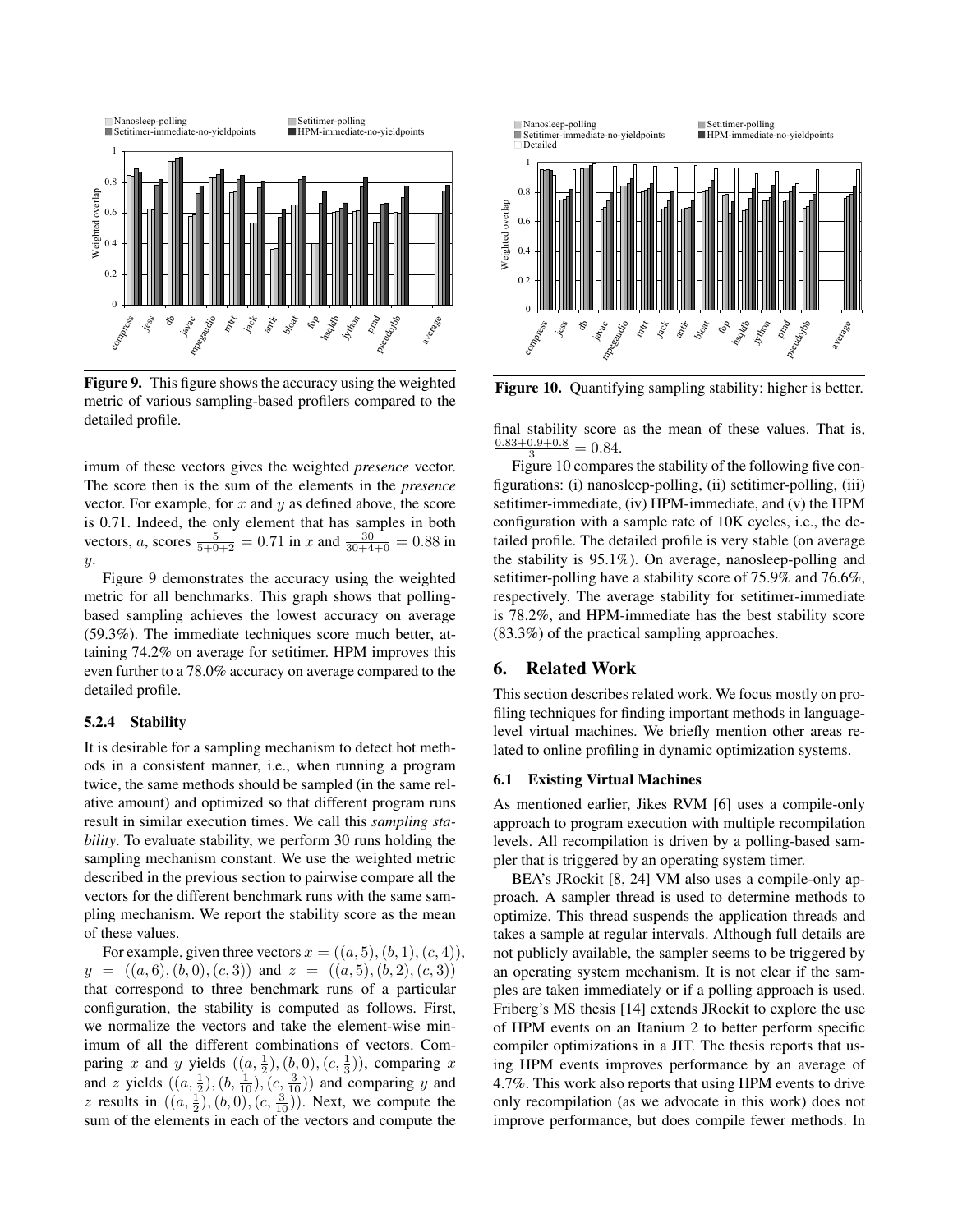Figure 9. This figure shows the accuracy using the weighted metric of various sampling-based profilers compared to the detailed profile.

imum of these vectors gives the weighted *presence* vector. The score then is the sum of the elements in the *presence* vector. For example, for $x$ and $y$ as defined above, the score is 0.71. Indeed, the only element that has samples in both vectors, $a$, scores $\frac{5}{5+0+2} = 0.71$ in $x$ and $\frac{30}{30+4+0} = 0.88$ in $y$.

Figure 9 demonstrates the accuracy using the weighted metric for all benchmarks. This graph shows that polling-based sampling achieves the lowest accuracy on average (59.3%). The immediate techniques score much better, attaining 74.2% on average for setitimer. HPM improves this even further to a 78.0% accuracy on average compared to the detailed profile.

### 5.2.4 Stability

It is desirable for a sampling mechanism to detect hot methods in a consistent manner, i.e., when running a program twice, the same methods should be sampled (in the same relative amount) and optimized so that different program runs result in similar execution times. We call this *sampling stability*. To evaluate stability, we perform 30 runs holding the sampling mechanism constant. We use the weighted metric described in the previous section to pairwise compare all the vectors for the different benchmark runs with the same sampling mechanism. We report the stability score as the mean of these values.

For example, given three vectors $x = ((a, 5), (b, 1), (c, 4))$, $y = ((a, 6), (b, 0), (c, 3))$ and $z = ((a, 5), (b, 2), (c, 3))$ that correspond to three benchmark runs of a particular configuration, the stability is computed as follows. First, we normalize the vectors and take the element-wise minimum of all the different combinations of vectors. Comparing $x$ and $y$ yields $((a, \frac{1}{2}), (b, 0), (c, \frac{1}{3}))$, comparing $x$ and $z$ yields $((a, \frac{1}{2}), (b, \frac{1}{10}), (c, \frac{3}{10}))$ and comparing $y$ and $z$ results in $((a, \frac{1}{2}), (b, 0), (c, \frac{3}{10}))$. Next, we compute the sum of the elements in each of the vectors and compute the final stability score as the mean of these values. That is, $\frac{0.83+0.9+0.8}{3} = 0.84$.

Figure 10. Quantifying sampling stability: higher is better.

Figure 10 compares the stability of the following five configurations: (i) nanosleep-polling, (ii) setitimer-polling, (iii) setitimer-immediate, (iv) HPM-immediate, and (v) the HPM configuration with a sample rate of 10K cycles, i.e., the detailed profile. The detailed profile is very stable (on average the stability is 95.1%). On average, nanosleep-polling and setitimer-polling have a stability score of 75.9% and 76.6%, respectively. The average stability for setitimer-immediate is 78.2%, and HPM-immediate has the best stability score (83.3%) of the practical sampling approaches.

## 6. Related Work

This section describes related work. We focus mostly on profiling techniques for finding important methods in language-level virtual machines. We briefly mention other areas related to online profiling in dynamic optimization systems.

### 6.1 Existing Virtual Machines

As mentioned earlier, Jikes RVM [6] uses a compile-only approach to program execution with multiple recompilation levels. All recompilation is driven by a polling-based sampler that is triggered by an operating system timer.

BEA's JRockit [8, 24] VM also uses a compile-only approach. A sampler thread is used to determine methods to optimize. This thread suspends the application threads and takes a sample at regular intervals. Although full details are not publicly available, the sampler seems to be triggered by an operating system mechanism. It is not clear if the samples are taken immediately or if a polling approach is used. Friberg's MS thesis [14] extends JRockit to explore the use of HPM events on an Itanium 2 to better perform specific compiler optimizations in a JIT. The thesis reports that using HPM events improves performance by an average of 4.7%. This work also reports that using HPM events to drive only recompilation (as we advocate in this work) does not improve performance, but does compile fewer methods. In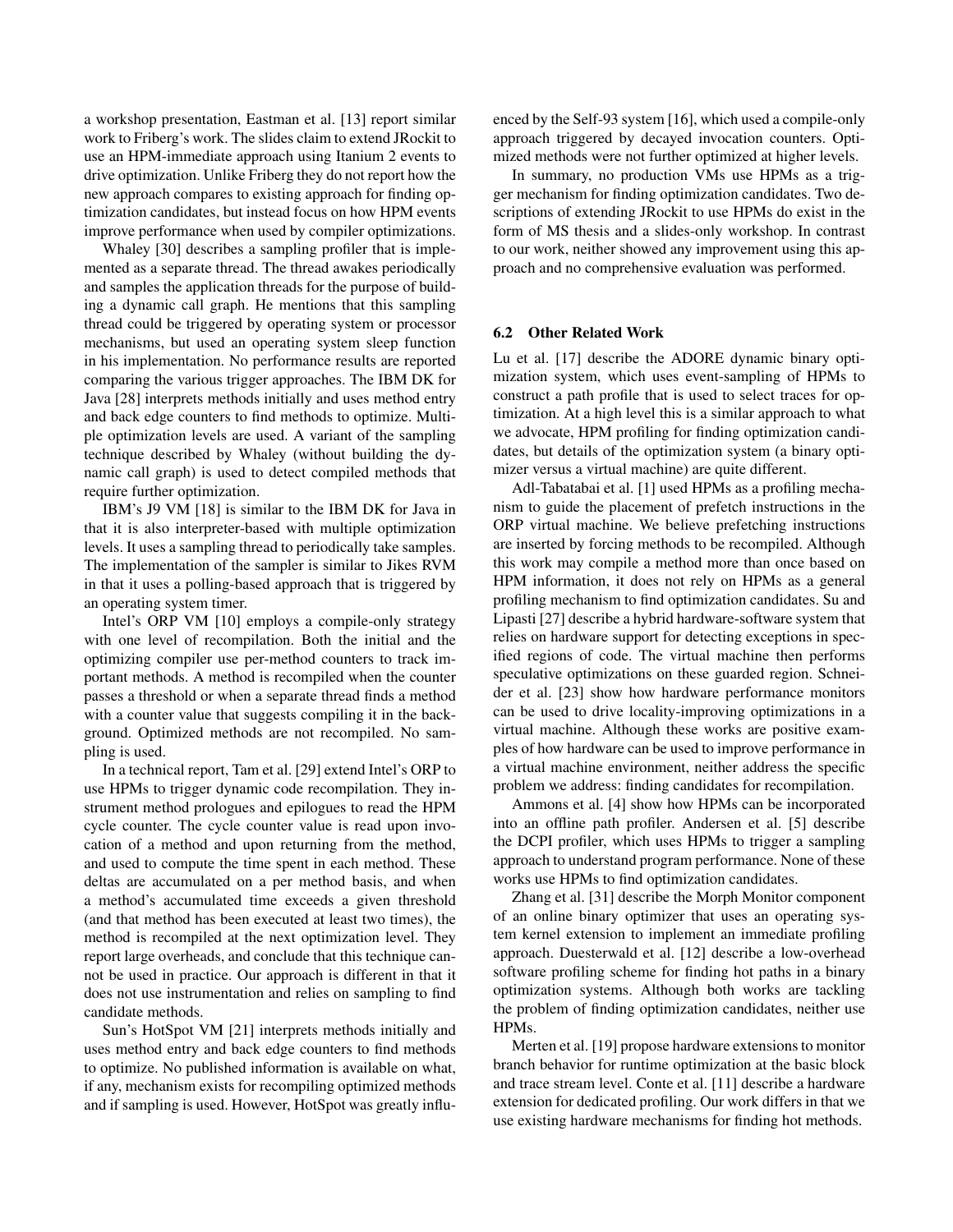a workshop presentation, Eastman et al. [13] report similar work to Friberg's work. The slides claim to extend JRockit to use an HPM-immediate approach using Itanium 2 events to drive optimization. Unlike Friberg they do not report how the new approach compares to existing approach for finding optimization candidates, but instead focus on how HPM events improve performance when used by compiler optimizations.

Whaley [30] describes a sampling profiler that is implemented as a separate thread. The thread awakes periodically and samples the application threads for the purpose of building a dynamic call graph. He mentions that this sampling thread could be triggered by operating system or processor mechanisms, but used an operating system sleep function in his implementation. No performance results are reported comparing the various trigger approaches. The IBM DK for Java [28] interprets methods initially and uses method entry and back edge counters to find methods to optimize. Multiple optimization levels are used. A variant of the sampling technique described by Whaley (without building the dynamic call graph) is used to detect compiled methods that require further optimization.

IBM's J9 VM [18] is similar to the IBM DK for Java in that it is also interpreter-based with multiple optimization levels. It uses a sampling thread to periodically take samples. The implementation of the sampler is similar to Jikes RVM in that it uses a polling-based approach that is triggered by an operating system timer.

Intel's ORP VM [10] employs a compile-only strategy with one level of recompilation. Both the initial and the optimizing compiler use per-method counters to track important methods. A method is recompiled when the counter passes a threshold or when a separate thread finds a method with a counter value that suggests compiling it in the background. Optimized methods are not recompiled. No sampling is used.

In a technical report, Tam et al. [29] extend Intel's ORP to use HPMs to trigger dynamic code recompilation. They instrument method prologues and epilogues to read the HPM cycle counter. The cycle counter value is read upon invocation of a method and upon returning from the method, and used to compute the time spent in each method. These deltas are accumulated on a per method basis, and when a method's accumulated time exceeds a given threshold (and that method has been executed at least two times), the method is recompiled at the next optimization level. They report large overheads, and conclude that this technique cannot be used in practice. Our approach is different in that it does not use instrumentation and relies on sampling to find candidate methods.

Sun's HotSpot VM [21] interprets methods initially and uses method entry and back edge counters to find methods to optimize. No published information is available on what, if any, mechanism exists for recompiling optimized methods and if sampling is used. However, HotSpot was greatly influenced by the Self-93 system [16], which used a compile-only approach triggered by decayed invocation counters. Optimized methods were not further optimized at higher levels.

In summary, no production VMs use HPMs as a trigger mechanism for finding optimization candidates. Two descriptions of extending JRockit to use HPMs do exist in the form of MS thesis and a slides-only workshop. In contrast to our work, neither showed any improvement using this approach and no comprehensive evaluation was performed.

### 6.2 Other Related Work

Lu et al. [17] describe the ADORE dynamic binary optimization system, which uses event-sampling of HPMs to construct a path profile that is used to select traces for optimization. At a high level this is a similar approach to what we advocate, HPM profiling for finding optimization candidates, but details of the optimization system (a binary optimizer versus a virtual machine) are quite different.

Adl-Tabatabai et al. [1] used HPMs as a profiling mechanism to guide the placement of prefetch instructions in the ORP virtual machine. We believe prefetching instructions are inserted by forcing methods to be recompiled. Although this work may compile a method more than once based on HPM information, it does not rely on HPMs as a general profiling mechanism to find optimization candidates. Su and Lipasti [27] describe a hybrid hardware-software system that relies on hardware support for detecting exceptions in specified regions of code. The virtual machine then performs speculative optimizations on these guarded region. Schneider et al. [23] show how hardware performance monitors can be used to drive locality-improving optimizations in a virtual machine. Although these works are positive examples of how hardware can be used to improve performance in a virtual machine environment, neither address the specific problem we address: finding candidates for recompilation.

Ammons et al. [4] show how HPMs can be incorporated into an offline path profiler. Andersen et al. [5] describe the DCPI profiler, which uses HPMs to trigger a sampling approach to understand program performance. None of these works use HPMs to find optimization candidates.

Zhang et al. [31] describe the Morph Monitor component of an online binary optimizer that uses an operating system kernel extension to implement an immediate profiling approach. Duesterwald et al. [12] describe a low-overhead software profiling scheme for finding hot paths in a binary optimization systems. Although both works are tackling the problem of finding optimization candidates, neither use HPMs.

Merten et al. [19] propose hardware extensions to monitor branch behavior for runtime optimization at the basic block and trace stream level. Conte et al. [11] describe a hardware extension for dedicated profiling. Our work differs in that we use existing hardware mechanisms for finding hot methods.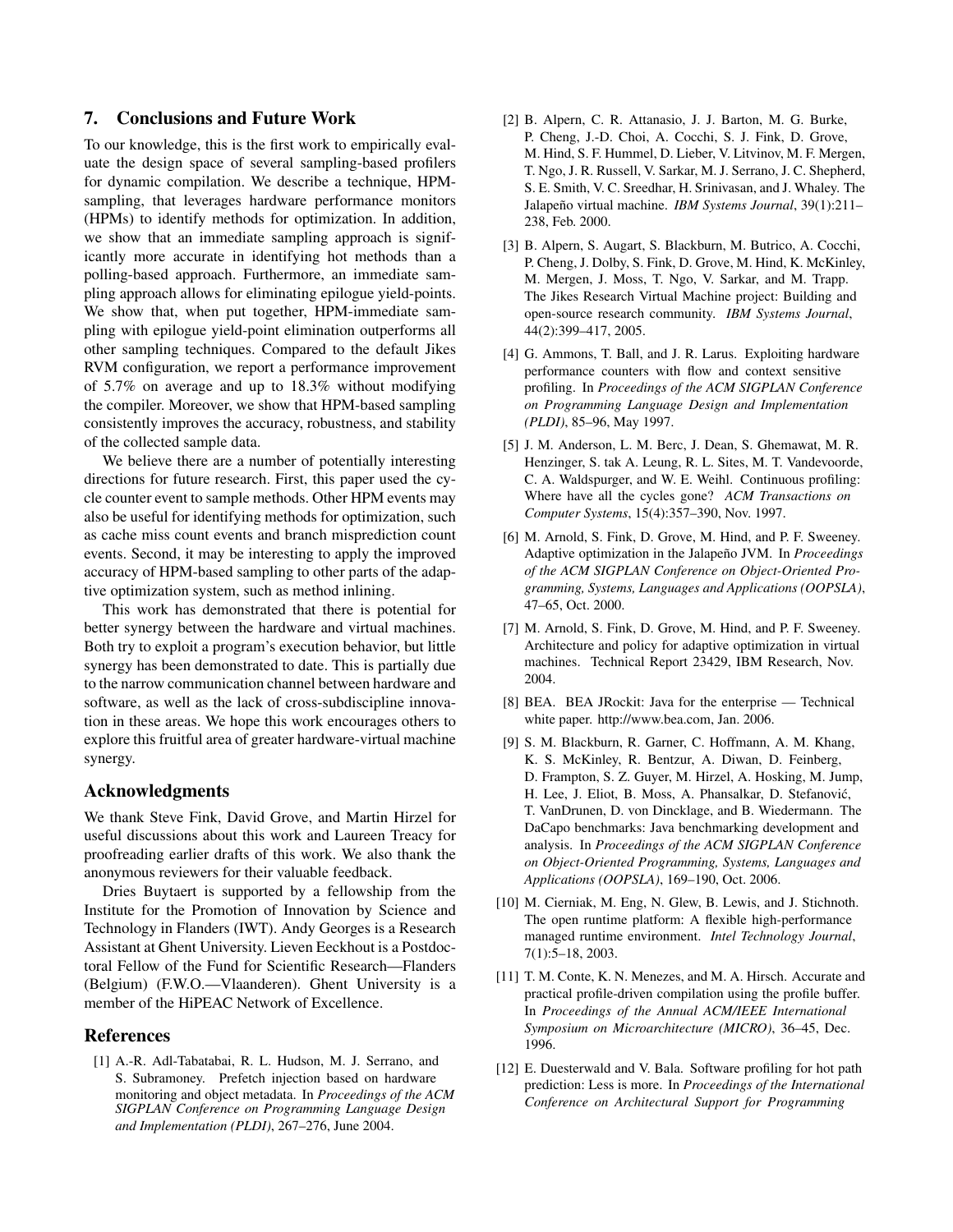## 7. Conclusions and Future Work

To our knowledge, this is the first work to empirically evaluate the design space of several sampling-based profilers for dynamic compilation. We describe a technique, HPM-sampling, that leverages hardware performance monitors (HPMs) to identify methods for optimization. In addition, we show that an immediate sampling approach is significantly more accurate in identifying hot methods than a polling-based approach. Furthermore, an immediate sampling approach allows for eliminating epilogue yield-points. We show that, when put together, HPM-immediate sampling with epilogue yield-point elimination outperforms all other sampling techniques. Compared to the default Jikes RVM configuration, we report a performance improvement of 5.7% on average and up to 18.3% without modifying the compiler. Moreover, we show that HPM-based sampling consistently improves the accuracy, robustness, and stability of the collected sample data.

We believe there are a number of potentially interesting directions for future research. First, this paper used the cycle counter event to sample methods. Other HPM events may also be useful for identifying methods for optimization, such as cache miss count events and branch misprediction count events. Second, it may be interesting to apply the improved accuracy of HPM-based sampling to other parts of the adaptive optimization system, such as method inlining.

This work has demonstrated that there is potential for better synergy between the hardware and virtual machines. Both try to exploit a program's execution behavior, but little synergy has been demonstrated to date. This is partially due to the narrow communication channel between hardware and software, as well as the lack of cross-subdiscipline innovation in these areas. We hope this work encourages others to explore this fruitful area of greater hardware-virtual machine synergy.

### Acknowledgments

We thank Steve Fink, David Grove, and Martin Hirzel for useful discussions about this work and Laureen Treacy for proofreading earlier drafts of this work. We also thank the anonymous reviewers for their valuable feedback.

Dries Buytaert is supported by a fellowship from the Institute for the Promotion of Innovation by Science and Technology in Flanders (IWT). Andy Georges is a Research Assistant at Ghent University. Lieven Eeckhout is a Postdoctoral Fellow of the Fund for Scientific Research—Flanders (Belgium) (F.W.O.—Vlaanderen). Ghent University is a member of the HiPEAC Network of Excellence.

### References

[1] A.-R. Adl-Tabatabai, R. L. Hudson, M. J. Serrano, and S. Subramoney. Prefetch injection based on hardware monitoring and object metadata. In *Proceedings of the ACM SIGPLAN Conference on Programming Language Design and Implementation (PLDI)*, 267–276, June 2004.

[2] B. Alpern, C. R. Attanasio, J. J. Barton, M. G. Burke, P. Cheng, J.-D. Choi, A. Cocchi, S. J. Fink, D. Grove, M. Hind, S. F. Hummel, D. Lieber, V. Litvinov, M. F. Mergen, T. Ngo, J. R. Russell, V. Sarkar, M. J. Serrano, J. C. Shepherd, S. E. Smith, V. C. Sreedhar, H. Srinivasan, and J. Whaley. The Jalapeño virtual machine. *IBM Systems Journal*, 39(1):211–238, Feb. 2000.

[3] B. Alpern, S. Augart, S. Blackburn, M. Butrico, A. Cocchi, P. Cheng, J. Dolby, S. Fink, D. Grove, M. Hind, K. McKinley, M. Mergen, J. Moss, T. Ngo, V. Sarkar, and M. Trapp. The Jikes Research Virtual Machine project: Building and open-source research community. *IBM Systems Journal*, 44(2):399–417, 2005.

[4] G. Ammons, T. Ball, and J. R. Larus. Exploiting hardware performance counters with flow and context sensitive profiling. In *Proceedings of the ACM SIGPLAN Conference on Programming Language Design and Implementation (PLDI)*, 85–96, May 1997.

[5] J. M. Anderson, L. M. Berc, J. Dean, S. Ghemawat, M. R. Henzinger, S. tak A. Leung, R. L. Sites, M. T. Vandevoorde, C. A. Waldspurger, and W. E. Weihl. Continuous profiling: Where have all the cycles gone? *ACM Transactions on Computer Systems*, 15(4):357–390, Nov. 1997.

[6] M. Arnold, S. Fink, D. Grove, M. Hind, and P. F. Sweeney. Adaptive optimization in the Jalapeño JVM. In *Proceedings of the ACM SIGPLAN Conference on Object-Oriented Programming, Systems, Languages and Applications (OOPSLA)*, 47–65, Oct. 2000.

[7] M. Arnold, S. Fink, D. Grove, M. Hind, and P. F. Sweeney. Architecture and policy for adaptive optimization in virtual machines. Technical Report 23429, IBM Research, Nov. 2004.

[8] BEA. BEA JRockit: Java for the enterprise — Technical white paper. http://www.bea.com, Jan. 2006.

[9] S. M. Blackburn, R. Garner, C. Hoffmann, A. M. Khang, K. S. McKinley, R. Bentzur, A. Diwan, D. Feinberg, D. Frampton, S. Z. Guyer, M. Hirzel, A. Hosking, M. Jump, H. Lee, J. Eliot, B. Moss, A. Phansalkar, D. Stefanović, T. VanDrunen, D. von Dincklage, and B. Wiedermann. The DaCapo benchmarks: Java benchmarking development and analysis. In *Proceedings of the ACM SIGPLAN Conference on Object-Oriented Programming, Systems, Languages and Applications (OOPSLA)*, 169–190, Oct. 2006.

[10] M. Cierniak, M. Eng, N. Glew, B. Lewis, and J. Stichnoth. The open runtime platform: A flexible high-performance managed runtime environment. *Intel Technology Journal*, 7(1):5–18, 2003.

[11] T. M. Conte, K. N. Menezes, and M. A. Hirsch. Accurate and practical profile-driven compilation using the profile buffer. In *Proceedings of the Annual ACM/IEEE International Symposium on Microarchitecture (MICRO)*, 36–45, Dec. 1996.

[12] E. Duesterwald and V. Bala. Software profiling for hot path prediction: Less is more. In *Proceedings of the International Conference on Architectural Support for Programming*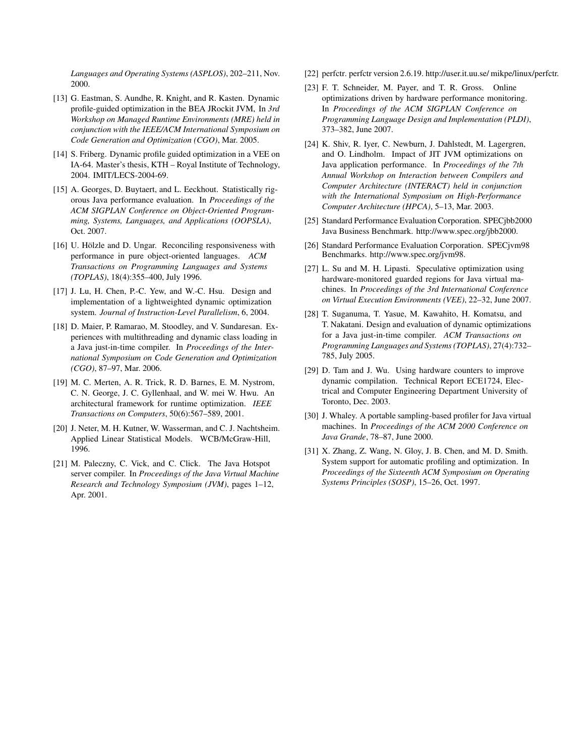*Languages and Operating Systems (ASPLOS)*, 202–211, Nov. 2000.

[13] G. Eastman, S. Aundhe, R. Knight, and R. Kasten. Dynamic profile-guided optimization in the BEA JRockit JVM, In *3rd Workshop on Managed Runtime Environments (MRE) held in conjunction with the IEEE/ACM International Symposium on Code Generation and Optimization (CGO)*, Mar. 2005.

[14] S. Friberg. Dynamic profile guided optimization in a VEE on IA-64. Master's thesis, KTH – Royal Institute of Technology, 2004. IMIT/LECS-2004-69.

[15] A. Georges, D. Buytaert, and L. Eeckhout. Statistically rigorous Java performance evaluation. In *Proceedings of the ACM SIGPLAN Conference on Object-Oriented Programming, Systems, Languages, and Applications (OOPSLA)*, Oct. 2007.

[16] U. Hölzle and D. Ungar. Reconciling responsiveness with performance in pure object-oriented languages. *ACM Transactions on Programming Languages and Systems (TOPLAS)*, 18(4):355–400, July 1996.

[17] J. Lu, H. Chen, P.-C. Yew, and W.-C. Hsu. Design and implementation of a lightweighted dynamic optimization system. *Journal of Instruction-Level Parallelism*, 6, 2004.

[18] D. Maier, P. Ramarao, M. Stoodley, and V. Sundaresan. Experiences with multithreading and dynamic class loading in a Java just-in-time compiler. In *Proceedings of the International Symposium on Code Generation and Optimization (CGO)*, 87–97, Mar. 2006.

[19] M. C. Merten, A. R. Trick, R. D. Barnes, E. M. Nystrom, C. N. George, J. C. Gyllenhaal, and W. mei W. Hwu. An architectural framework for runtime optimization. *IEEE Transactions on Computers*, 50(6):567–589, 2001.

[20] J. Neter, M. H. Kutner, W. Wasserman, and C. J. Nachtsheim. Applied Linear Statistical Models. WCB/McGraw-Hill, 1996.

[21] M. Paleczny, C. Vick, and C. Click. The Java Hotspot server compiler. In *Proceedings of the Java Virtual Machine Research and Technology Symposium (JVM)*, pages 1–12, Apr. 2001.

[22] perfctr. perfctr version 2.6.19. http://user.it.uu.se/ mikpe/linux/perfctr.

[23] F. T. Schneider, M. Payer, and T. R. Gross. Online optimizations driven by hardware performance monitoring. In *Proceedings of the ACM SIGPLAN Conference on Programming Language Design and Implementation (PLDI)*, 373–382, June 2007.

[24] K. Shiv, R. Iyer, C. Newburn, J. Dahlstedt, M. Lagergren, and O. Lindholm. Impact of JIT JVM optimizations on Java application performance. In *Proceedings of the 7th Annual Workshop on Interaction between Compilers and Computer Architecture (INTERACT) held in conjunction with the International Symposium on High-Performance Computer Architecture (HPCA)*, 5–13, Mar. 2003.

[25] Standard Performance Evaluation Corporation. SPECjbb2000 Java Business Benchmark. http://www.spec.org/jbb2000.

[26] Standard Performance Evaluation Corporation. SPECjvm98 Benchmarks. http://www.spec.org/jvm98.

[27] L. Su and M. H. Lipasti. Speculative optimization using hardware-monitored guarded regions for Java virtual machines. In *Proceedings of the 3rd International Conference on Virtual Execution Environments (VEE)*, 22–32, June 2007.

[28] T. Suganuma, T. Yasue, M. Kawahito, H. Komatsu, and T. Nakatani. Design and evaluation of dynamic optimizations for a Java just-in-time compiler. *ACM Transactions on Programming Languages and Systems (TOPLAS)*, 27(4):732–785, July 2005.

[29] D. Tam and J. Wu. Using hardware counters to improve dynamic compilation. Technical Report ECE1724, Electrical and Computer Engineering Department University of Toronto, Dec. 2003.

[30] J. Whaley. A portable sampling-based profiler for Java virtual machines. In *Proceedings of the ACM 2000 Conference on Java Grande*, 78–87, June 2000.

[31] X. Zhang, Z. Wang, N. Gloy, J. B. Chen, and M. D. Smith. System support for automatic profiling and optimization. In *Proceedings of the Sixteenth ACM Symposium on Operating Systems Principles (SOSP)*, 15–26, Oct. 1997.